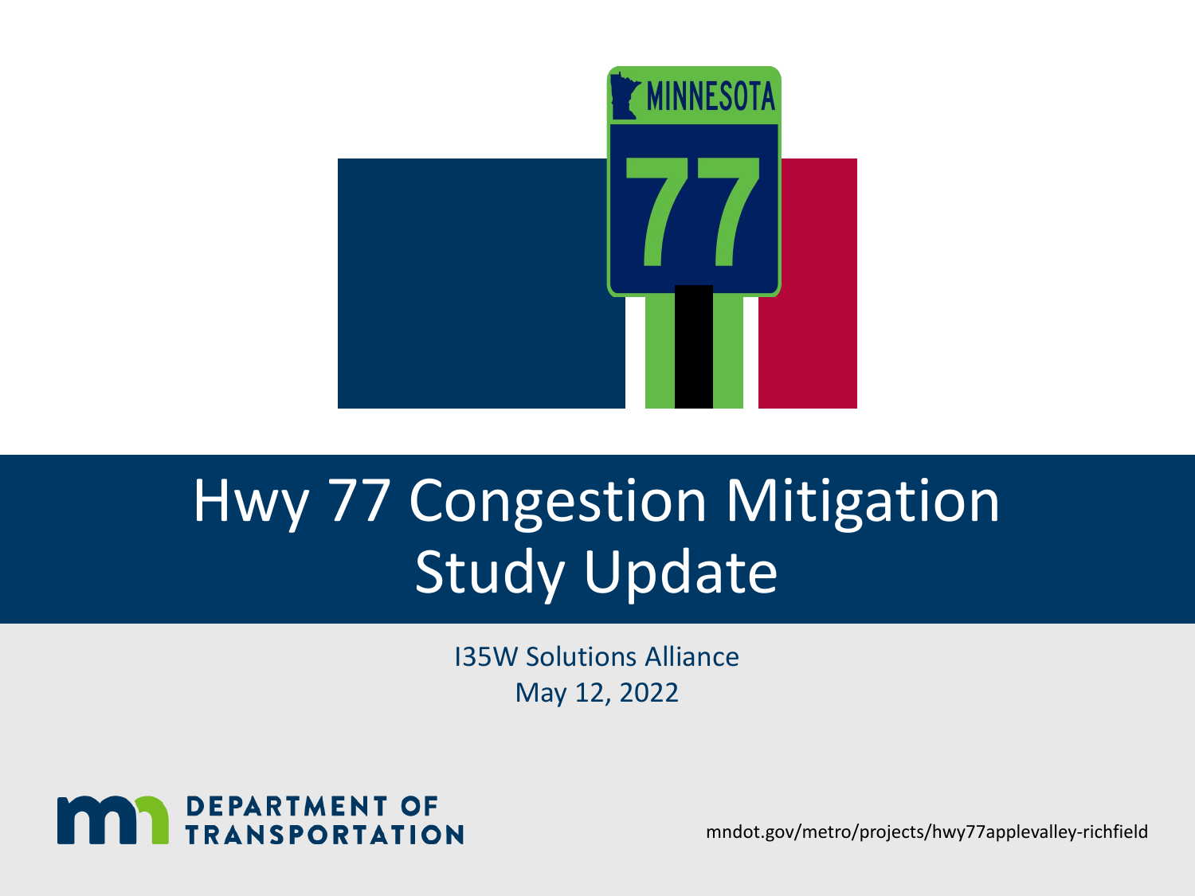# Hwy 77 Congestion Mitigation Study Update

I35W Solutions Alliance

May 12, 2022

DEPARTMENT OF TRANSPORTATION

mndot.gov/metro/projects/hwy77applevalley-richfield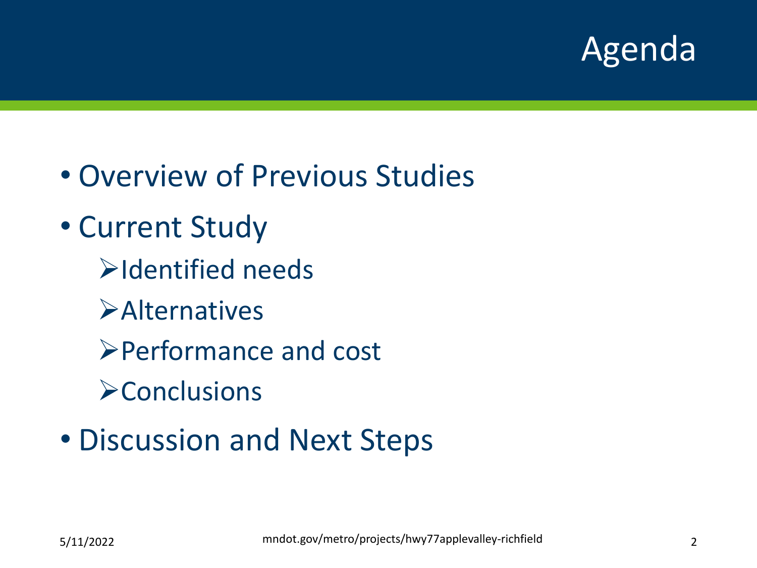# Agenda

- Overview of Previous Studies
- Current Study
  - Identified needs
  - Alternatives
  - Performance and cost
  - Conclusions
- Discussion and Next Steps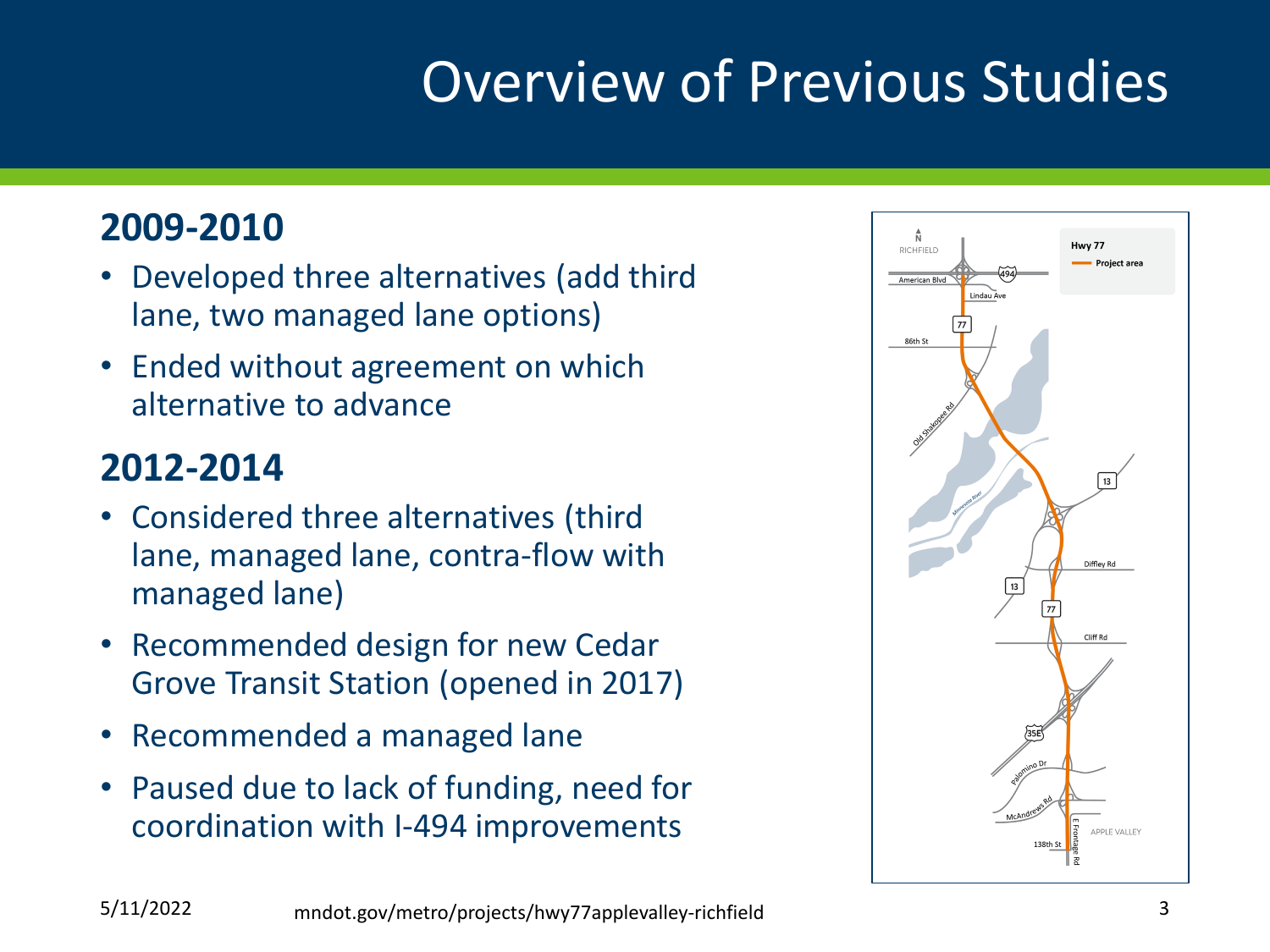# Overview of Previous Studies

## 2009-2010

- Developed three alternatives (add third lane, two managed lane options)
- Ended without agreement on which alternative to advance

## 2012-2014

- Considered three alternatives (third lane, managed lane, contra-flow with managed lane)
- Recommended design for new Cedar Grove Transit Station (opened in 2017)
- Recommended a managed lane
- Paused due to lack of funding, need for coordination with I-494 improvements

5/11/2022 mndot.gov/metro/projects/hwy77applevalley-richfield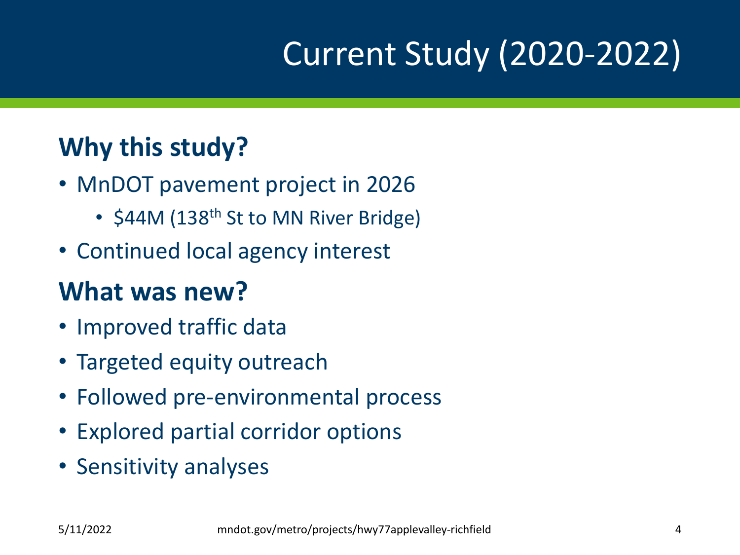# Current Study (2020-2022)

## Why this study?

- MnDOT pavement project in 2026
  - $44M (138th St to MN River Bridge)
- Continued local agency interest

## What was new?

- Improved traffic data
- Targeted equity outreach
- Followed pre-environmental process
- Explored partial corridor options
- Sensitivity analyses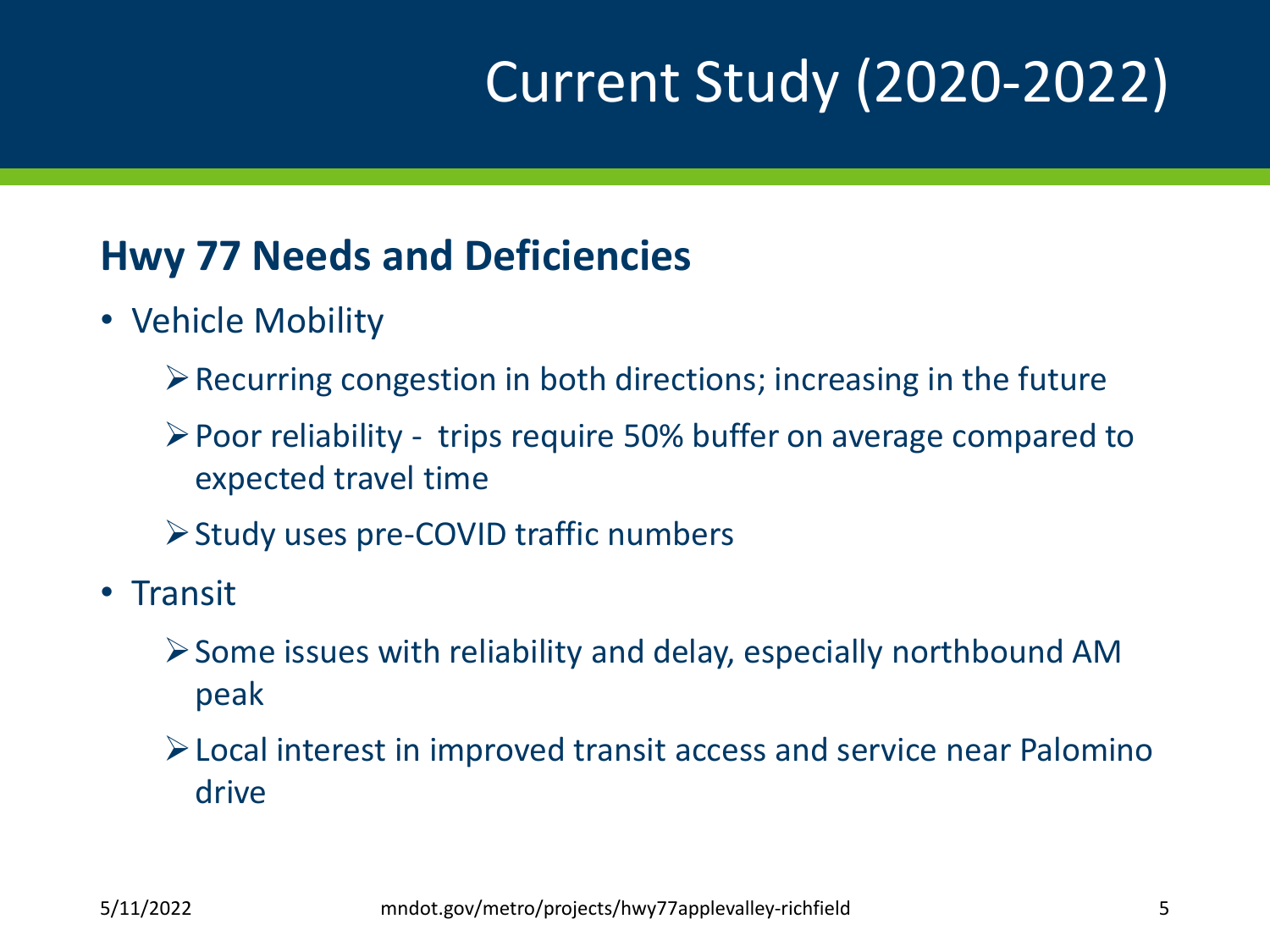# Current Study (2020-2022)

## Hwy 77 Needs and Deficiencies

- Vehicle Mobility
  - Recurring congestion in both directions; increasing in the future
  - Poor reliability - trips require 50% buffer on average compared to expected travel time
  - Study uses pre-COVID traffic numbers
- Transit
  - Some issues with reliability and delay, especially northbound AM peak
  - Local interest in improved transit access and service near Palomino drive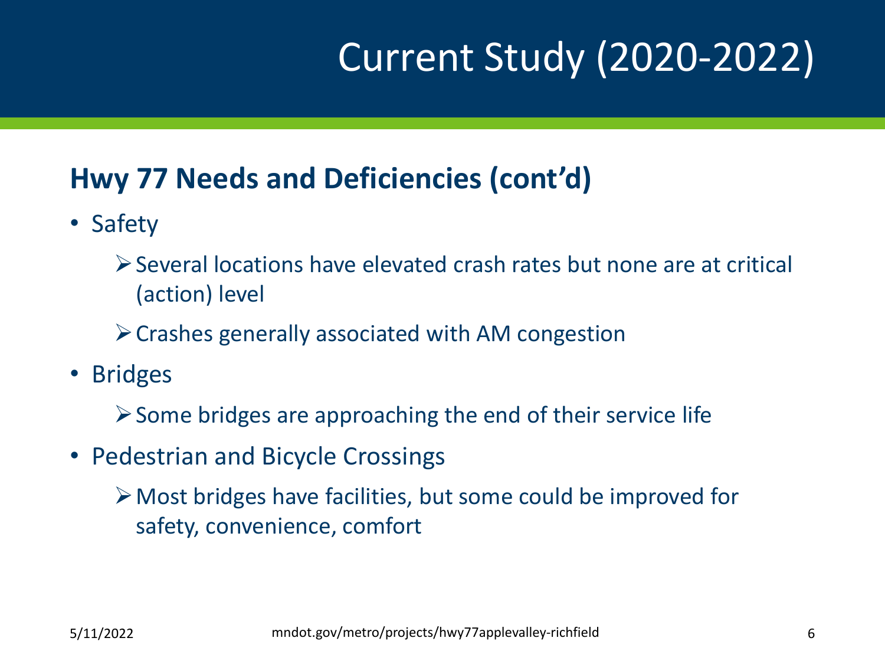# Current Study (2020-2022)

## Hwy 77 Needs and Deficiencies (cont'd)

- Safety
  - Several locations have elevated crash rates but none are at critical (action) level
  - Crashes generally associated with AM congestion
- Bridges
  - Some bridges are approaching the end of their service life
- Pedestrian and Bicycle Crossings
  - Most bridges have facilities, but some could be improved for safety, convenience, comfort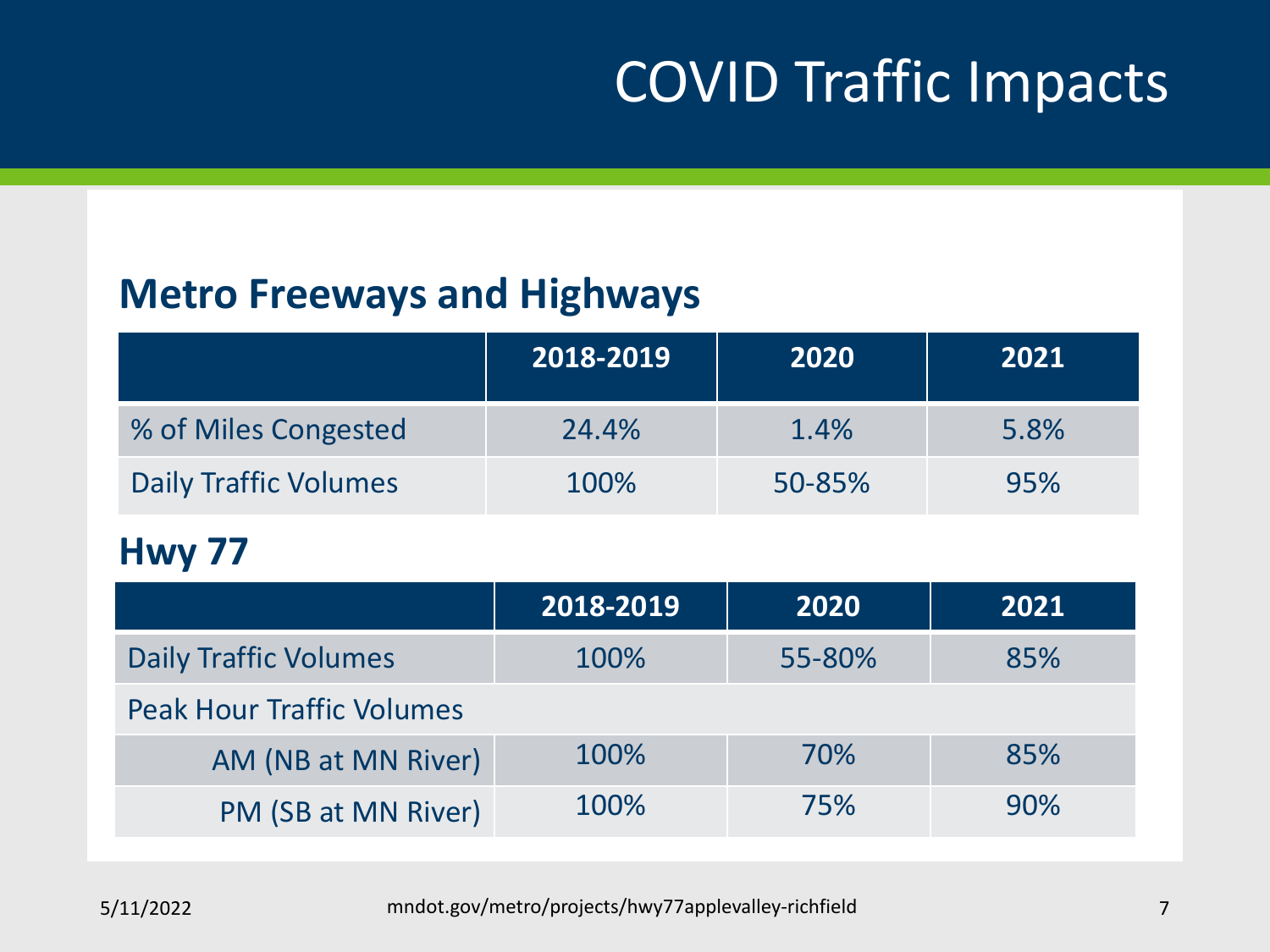# COVID Traffic Impacts

## Metro Freeways and Highways

| | 2018-2019 | 2020 | 2021 |
|---|---|---|---|
| % of Miles Congested | 24.4% | 1.4% | 5.8% |
| Daily Traffic Volumes | 100% | 50-85% | 95% |

## Hwy 77

| | 2018-2019 | 2020 | 2021 |
|---|---|---|---|
| Daily Traffic Volumes | 100% | 55-80% | 85% |
| Peak Hour Traffic Volumes | | | |
| AM (NB at MN River) | 100% | 70% | 85% |
| PM (SB at MN River) | 100% | 75% | 90% |

5/11/2022

mndot.gov/metro/projects/hwy77applevalley-richfield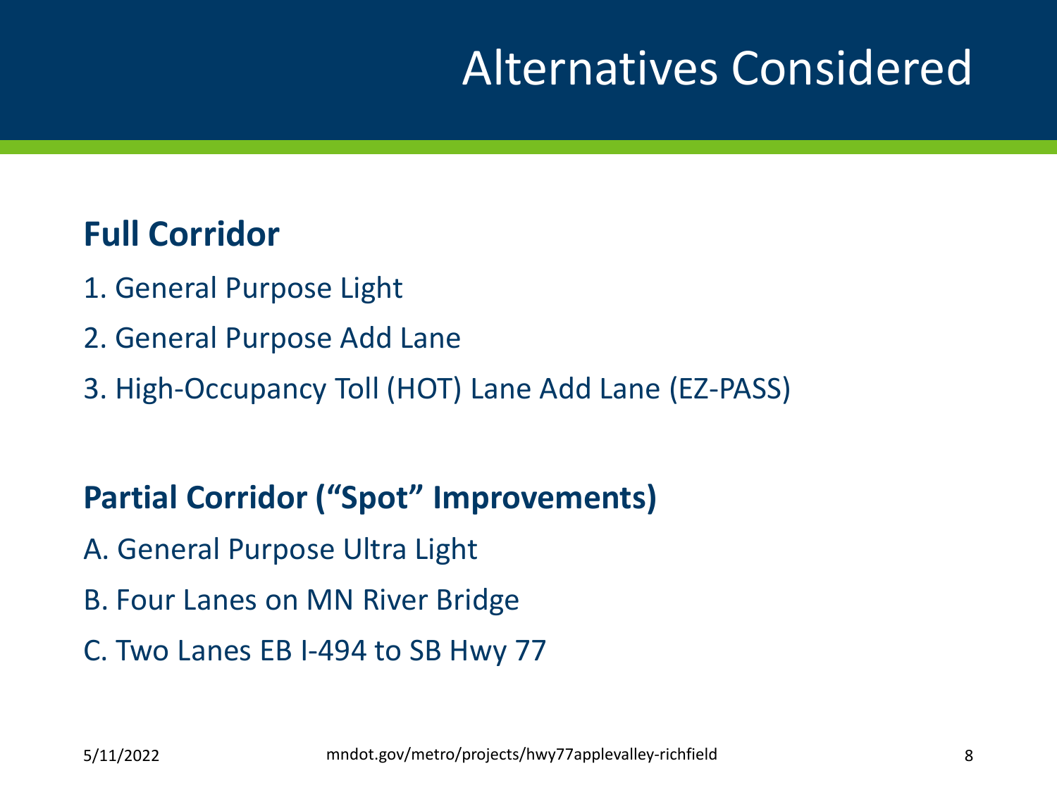# Alternatives Considered

## Full Corridor

1. General Purpose Light
2. General Purpose Add Lane
3. High-Occupancy Toll (HOT) Lane Add Lane (EZ-PASS)

## Partial Corridor (“Spot” Improvements)

A. General Purpose Ultra Light

B. Four Lanes on MN River Bridge

C. Two Lanes EB I-494 to SB Hwy 77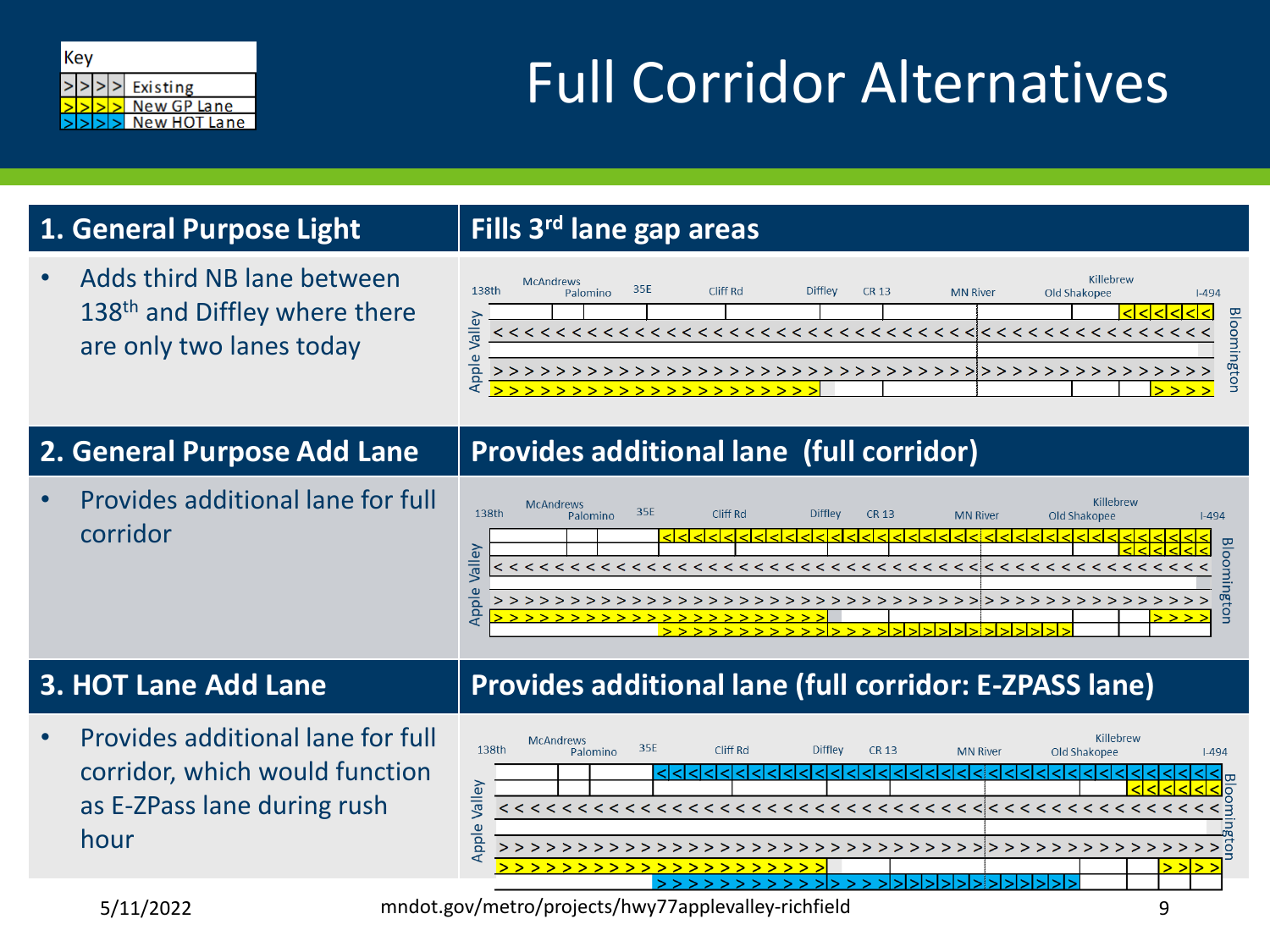# Full Corridor Alternatives

**Key**

| Symbol | Meaning |
| --- | --- |
| >>>> | Existing |
| >>>> (yellow) | New GP Lane |
| >>>> (blue) | New HOT Lane |

| 1. General Purpose Light | Fills 3rd lane gap areas |
| --- | --- |
| • Adds third NB lane between 138th and Diffley where there are only two lanes today | 138th, McAndrews, Palomino, 35E, Cliff Rd, Diffley, CR 13, MN River, Old Shakopee, Killebrew, I-494; Apple Valley – Bloomington |

| 2. General Purpose Add Lane | Provides additional lane (full corridor) |
| --- | --- |
| • Provides additional lane for full corridor | 138th, McAndrews, Palomino, 35E, Cliff Rd, Diffley, CR 13, MN River, Old Shakopee, Killebrew, I-494; Apple Valley – Bloomington |

| 3. HOT Lane Add Lane | Provides additional lane (full corridor: E-ZPASS lane) |
| --- | --- |
| • Provides additional lane for full corridor, which would function as E-ZPass lane during rush hour | 138th, McAndrews, Palomino, 35E, Cliff Rd, Diffley, CR 13, MN River, Old Shakopee, Killebrew, I-494; Apple Valley – Bloomington |

5/11/2022

mndot.gov/metro/projects/hwy77applevalley-richfield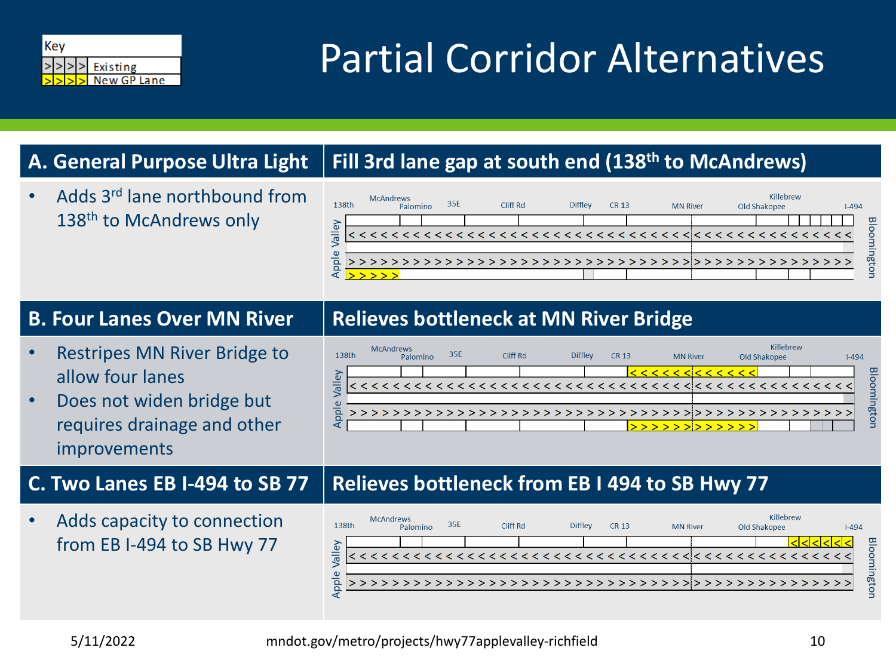# Partial Corridor Alternatives

Key

- >>>> Existing
- >>>> New GP Lane

## A. General Purpose Ultra Light

**Fill 3rd lane gap at south end (138th to McAndrews)**

- Adds 3rd lane northbound from 138th to McAndrews only

Apple Valley — 138th, McAndrews, Palomino, 35E, Cliff Rd, Diffley, CR 13, MN River, Old Shakopee, Killebrew, I-494 — Bloomington

## B. Four Lanes Over MN River

**Relieves bottleneck at MN River Bridge**

- Restripes MN River Bridge to allow four lanes
- Does not widen bridge but requires drainage and other improvements

Apple Valley — 138th, McAndrews, Palomino, 35E, Cliff Rd, Diffley, CR 13, MN River, Old Shakopee, Killebrew, I-494 — Bloomington

## C. Two Lanes EB I-494 to SB 77

**Relieves bottleneck from EB I 494 to SB Hwy 77**

- Adds capacity to connection from EB I-494 to SB Hwy 77

Apple Valley — 138th, McAndrews, Palomino, 35E, Cliff Rd, Diffley, CR 13, MN River, Old Shakopee, Killebrew, I-494 — Bloomington

5/11/2022 mndot.gov/metro/projects/hwy77applevalley-richfield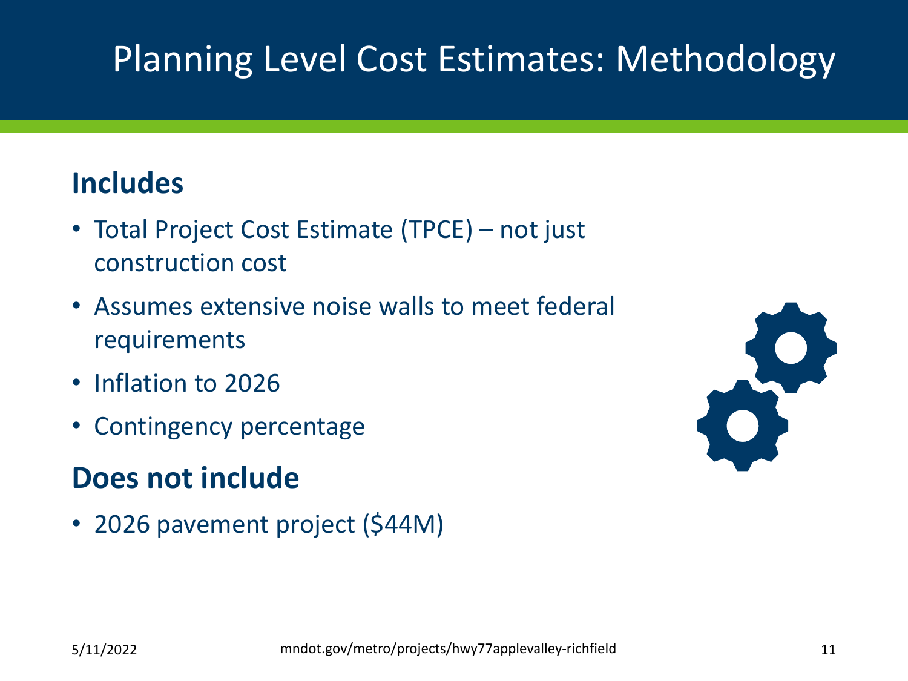# Planning Level Cost Estimates: Methodology

## Includes

- Total Project Cost Estimate (TPCE) – not just construction cost
- Assumes extensive noise walls to meet federal requirements
- Inflation to 2026
- Contingency percentage

## Does not include

- 2026 pavement project ($44M)

5/11/2022 mndot.gov/metro/projects/hwy77applevalley-richfield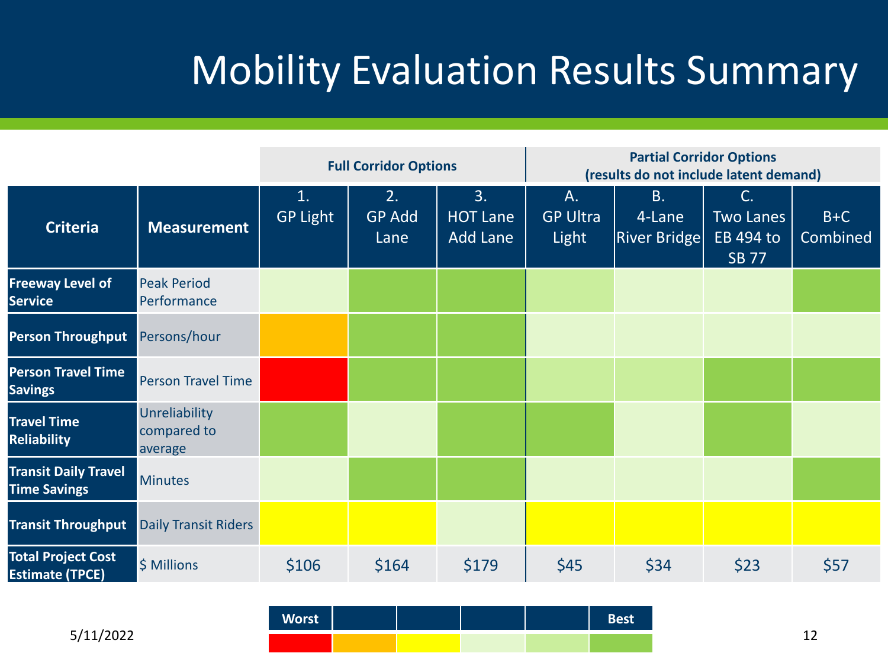# Mobility Evaluation Results Summary

| Criteria | Measurement | Full Corridor Options | | | Partial Corridor Options (results do not include latent demand) | | | |
|---|---|---|---|---|---|---|---|---|
| | | 1. GP Light | 2. GP Add Lane | 3. HOT Lane Add Lane | A. GP Ultra Light | B. 4-Lane River Bridge | C. Two Lanes EB 494 to SB 77 | B+C Combined |
| **Freeway Level of Service** | Peak Period Performance | Pale green | Green (Best) | Green (Best) | Light green | Pale green | Pale green | Green (Best) |
| **Person Throughput** | Persons/hour | Orange | Green (Best) | Green (Best) | Pale green | Pale green | Pale green | Pale green |
| **Person Travel Time Savings** | Person Travel Time | Red (Worst) | Green (Best) | Green (Best) | Light green | Light green | Green (Best) | Green (Best) |
| **Travel Time Reliability** | Unreliability compared to average | Green (Best) | Pale green | Green (Best) | Green (Best) | Pale green | Green (Best) | Pale green |
| **Transit Daily Travel Time Savings** | Minutes | Pale green | Green (Best) | Green (Best) | Pale green | Pale green | Pale green | Green (Best) |
| **Transit Throughput** | Daily Transit Riders | Yellow | Yellow | Pale green | Yellow | Yellow | Yellow | Yellow |
| **Total Project Cost Estimate (TPCE)** | $ Millions | $106 | $164 | $179 | $45 | $34 | $23 | $57 |

| Worst | | | | | Best |
|---|---|---|---|---|---|
| Red | Orange | Yellow | Pale green | Light green | Green |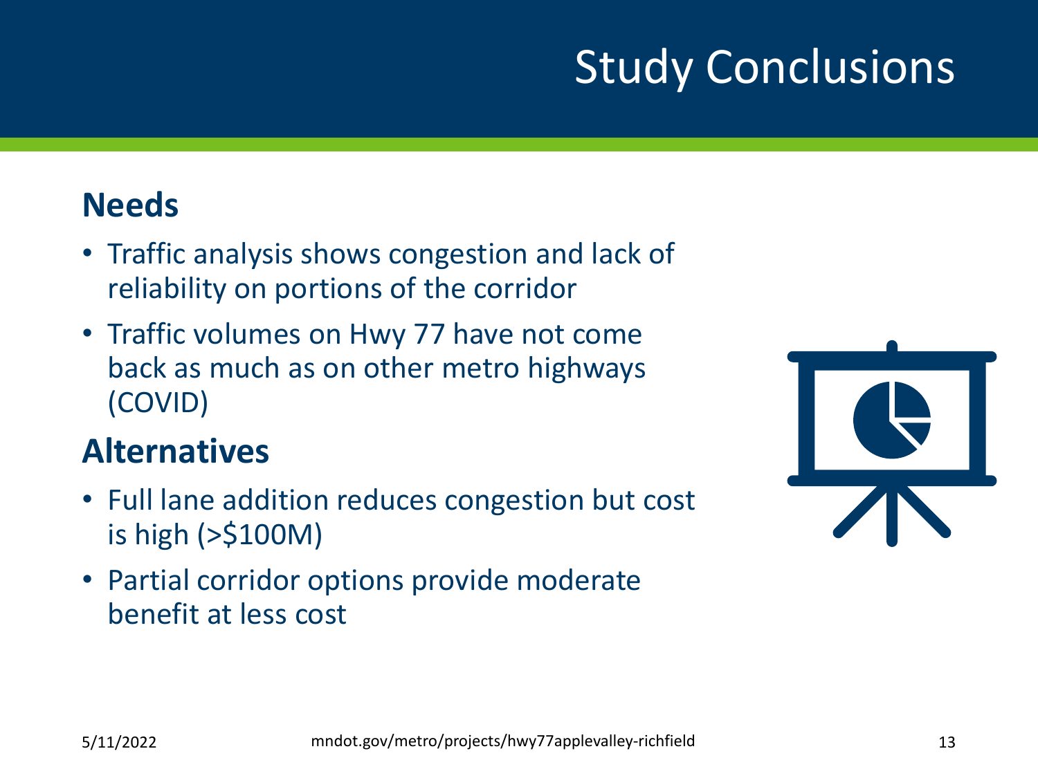# Study Conclusions

## Needs

- Traffic analysis shows congestion and lack of reliability on portions of the corridor
- Traffic volumes on Hwy 77 have not come back as much as on other metro highways (COVID)

## Alternatives

- Full lane addition reduces congestion but cost is high (>$100M)
- Partial corridor options provide moderate benefit at less cost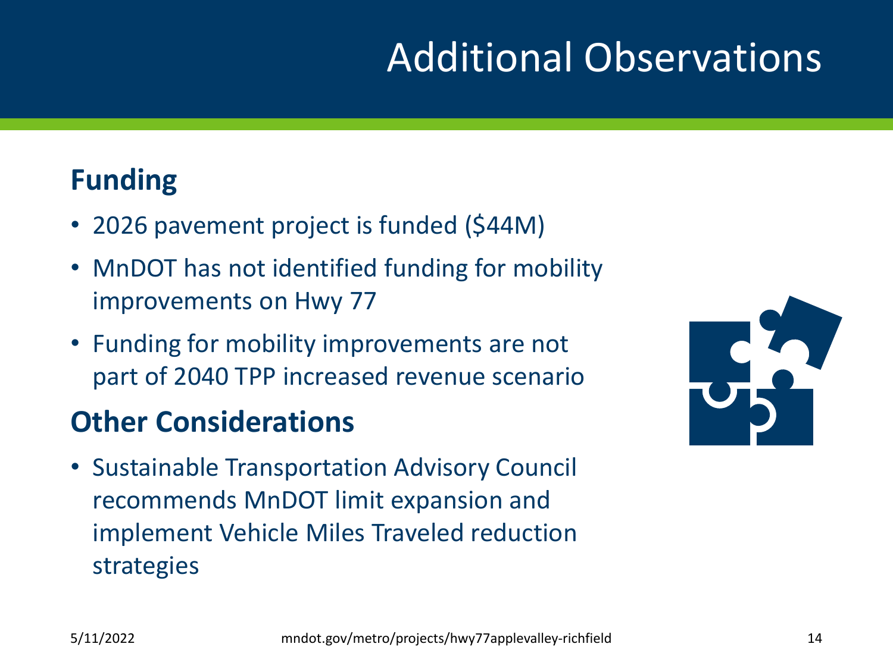# Additional Observations

## Funding

- 2026 pavement project is funded ($44M)
- MnDOT has not identified funding for mobility improvements on Hwy 77
- Funding for mobility improvements are not part of 2040 TPP increased revenue scenario

## Other Considerations

- Sustainable Transportation Advisory Council recommends MnDOT limit expansion and implement Vehicle Miles Traveled reduction strategies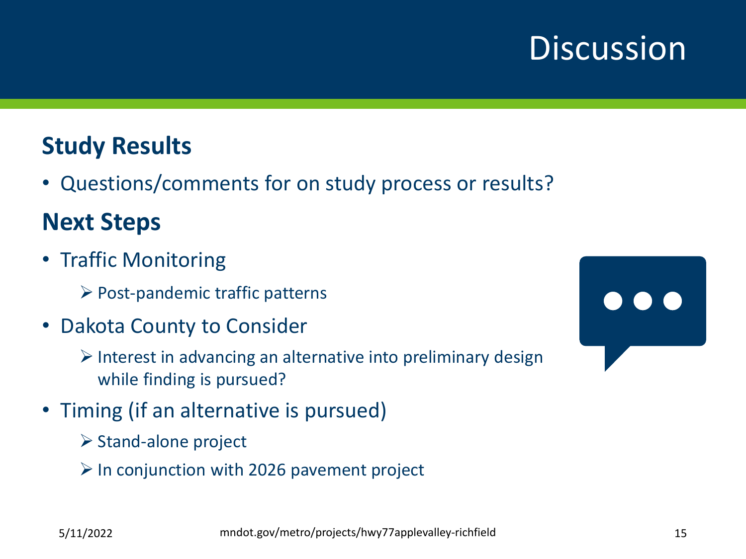# Discussion

## Study Results

- Questions/comments for on study process or results?

## Next Steps

- Traffic Monitoring
  - Post-pandemic traffic patterns
- Dakota County to Consider
  - Interest in advancing an alternative into preliminary design while finding is pursued?
- Timing (if an alternative is pursued)
  - Stand-alone project
  - In conjunction with 2026 pavement project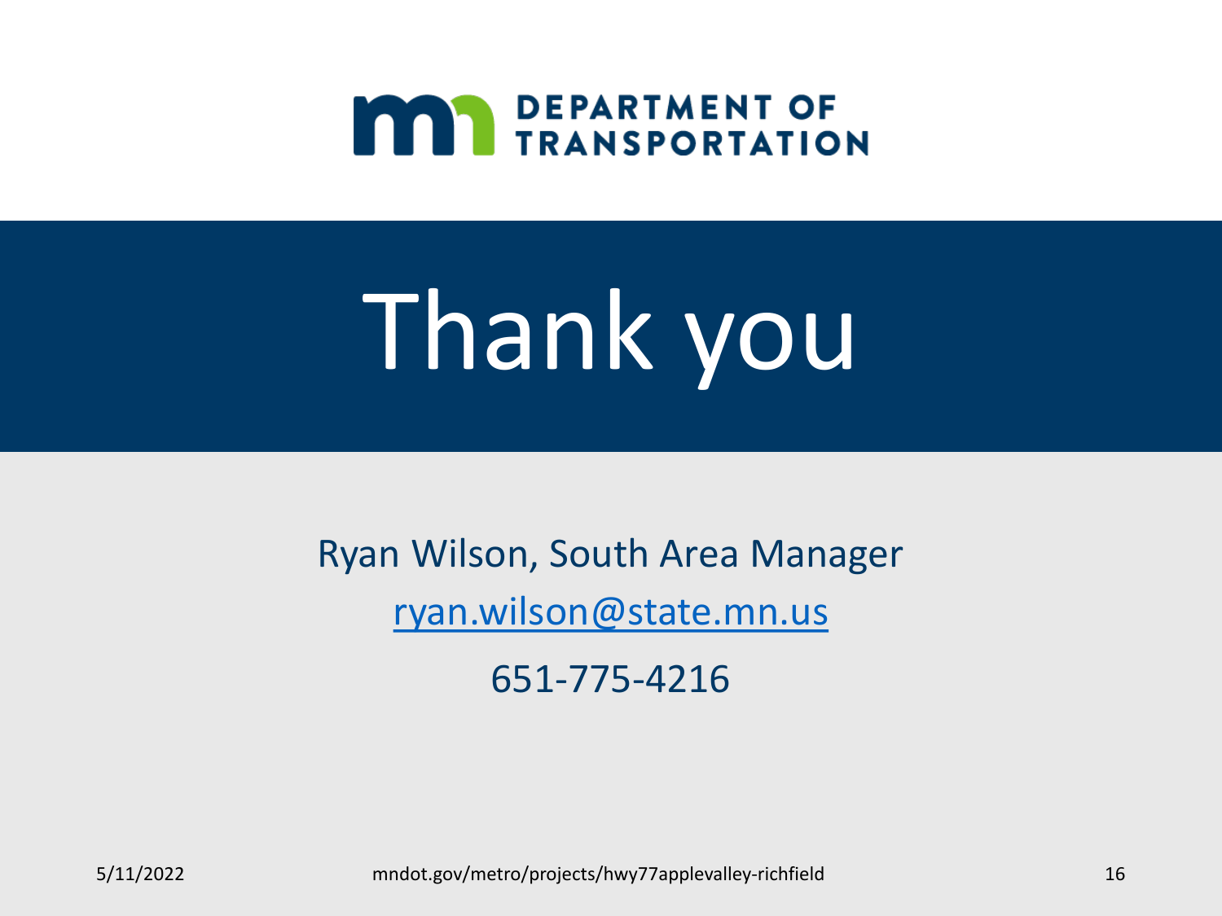DEPARTMENT OF TRANSPORTATION

# Thank you

Ryan Wilson, South Area Manager

ryan.wilson@state.mn.us

651-775-4216